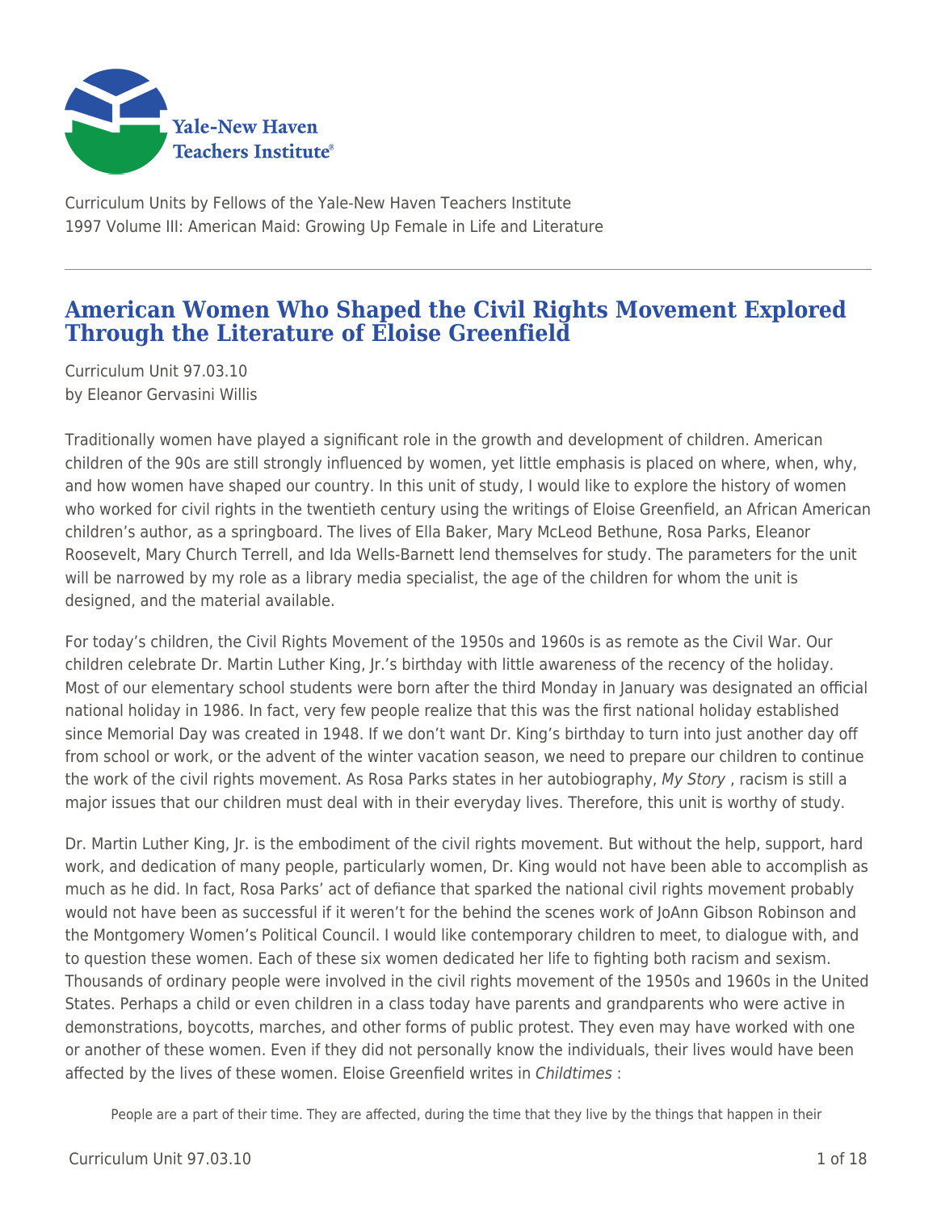Curriculum Units by Fellows of the Yale-New Haven Teachers Institute
1997 Volume III: American Maid: Growing Up Female in Life and Literature

# American Women Who Shaped the Civil Rights Movement Explored Through the Literature of Eloise Greenfield

Curriculum Unit 97.03.10
by Eleanor Gervasini Willis

Traditionally women have played a significant role in the growth and development of children. American children of the 90s are still strongly influenced by women, yet little emphasis is placed on where, when, why, and how women have shaped our country. In this unit of study, I would like to explore the history of women who worked for civil rights in the twentieth century using the writings of Eloise Greenfield, an African American children's author, as a springboard. The lives of Ella Baker, Mary McLeod Bethune, Rosa Parks, Eleanor Roosevelt, Mary Church Terrell, and Ida Wells-Barnett lend themselves for study. The parameters for the unit will be narrowed by my role as a library media specialist, the age of the children for whom the unit is designed, and the material available.

For today's children, the Civil Rights Movement of the 1950s and 1960s is as remote as the Civil War. Our children celebrate Dr. Martin Luther King, Jr.'s birthday with little awareness of the recency of the holiday. Most of our elementary school students were born after the third Monday in January was designated an official national holiday in 1986. In fact, very few people realize that this was the first national holiday established since Memorial Day was created in 1948. If we don't want Dr. King's birthday to turn into just another day off from school or work, or the advent of the winter vacation season, we need to prepare our children to continue the work of the civil rights movement. As Rosa Parks states in her autobiography, *My Story* , racism is still a major issues that our children must deal with in their everyday lives. Therefore, this unit is worthy of study.

Dr. Martin Luther King, Jr. is the embodiment of the civil rights movement. But without the help, support, hard work, and dedication of many people, particularly women, Dr. King would not have been able to accomplish as much as he did. In fact, Rosa Parks' act of defiance that sparked the national civil rights movement probably would not have been as successful if it weren't for the behind the scenes work of JoAnn Gibson Robinson and the Montgomery Women's Political Council. I would like contemporary children to meet, to dialogue with, and to question these women. Each of these six women dedicated her life to fighting both racism and sexism. Thousands of ordinary people were involved in the civil rights movement of the 1950s and 1960s in the United States. Perhaps a child or even children in a class today have parents and grandparents who were active in demonstrations, boycotts, marches, and other forms of public protest. They even may have worked with one or another of these women. Even if they did not personally know the individuals, their lives would have been affected by the lives of these women. Eloise Greenfield writes in *Childtimes* :

> People are a part of their time. They are affected, during the time that they live by the things that happen in their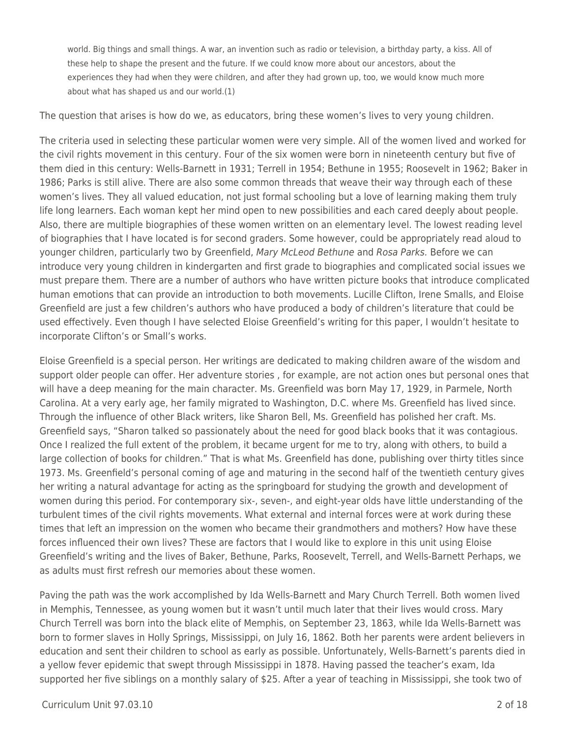> world. Big things and small things. A war, an invention such as radio or television, a birthday party, a kiss. All of these help to shape the present and the future. If we could know more about our ancestors, about the experiences they had when they were children, and after they had grown up, too, we would know much more about what has shaped us and our world.(1)

The question that arises is how do we, as educators, bring these women's lives to very young children.

The criteria used in selecting these particular women were very simple. All of the women lived and worked for the civil rights movement in this century. Four of the six women were born in nineteenth century but five of them died in this century: Wells-Barnett in 1931; Terrell in 1954; Bethune in 1955; Roosevelt in 1962; Baker in 1986; Parks is still alive. There are also some common threads that weave their way through each of these women's lives. They all valued education, not just formal schooling but a love of learning making them truly life long learners. Each woman kept her mind open to new possibilities and each cared deeply about people. Also, there are multiple biographies of these women written on an elementary level. The lowest reading level of biographies that I have located is for second graders. Some however, could be appropriately read aloud to younger children, particularly two by Greenfield, *Mary McLeod Bethune* and *Rosa Parks.* Before we can introduce very young children in kindergarten and first grade to biographies and complicated social issues we must prepare them. There are a number of authors who have written picture books that introduce complicated human emotions that can provide an introduction to both movements. Lucille Clifton, Irene Smalls, and Eloise Greenfield are just a few children's authors who have produced a body of children's literature that could be used effectively. Even though I have selected Eloise Greenfield's writing for this paper, I wouldn't hesitate to incorporate Clifton's or Small's works.

Eloise Greenfield is a special person. Her writings are dedicated to making children aware of the wisdom and support older people can offer. Her adventure stories , for example, are not action ones but personal ones that will have a deep meaning for the main character. Ms. Greenfield was born May 17, 1929, in Parmele, North Carolina. At a very early age, her family migrated to Washington, D.C. where Ms. Greenfield has lived since. Through the influence of other Black writers, like Sharon Bell, Ms. Greenfield has polished her craft. Ms. Greenfield says, "Sharon talked so passionately about the need for good black books that it was contagious. Once I realized the full extent of the problem, it became urgent for me to try, along with others, to build a large collection of books for children." That is what Ms. Greenfield has done, publishing over thirty titles since 1973. Ms. Greenfield's personal coming of age and maturing in the second half of the twentieth century gives her writing a natural advantage for acting as the springboard for studying the growth and development of women during this period. For contemporary six-, seven-, and eight-year olds have little understanding of the turbulent times of the civil rights movements. What external and internal forces were at work during these times that left an impression on the women who became their grandmothers and mothers? How have these forces influenced their own lives? These are factors that I would like to explore in this unit using Eloise Greenfield's writing and the lives of Baker, Bethune, Parks, Roosevelt, Terrell, and Wells-Barnett Perhaps, we as adults must first refresh our memories about these women.

Paving the path was the work accomplished by Ida Wells-Barnett and Mary Church Terrell. Both women lived in Memphis, Tennessee, as young women but it wasn't until much later that their lives would cross. Mary Church Terrell was born into the black elite of Memphis, on September 23, 1863, while Ida Wells-Barnett was born to former slaves in Holly Springs, Mississippi, on July 16, 1862. Both her parents were ardent believers in education and sent their children to school as early as possible. Unfortunately, Wells-Barnett's parents died in a yellow fever epidemic that swept through Mississippi in 1878. Having passed the teacher's exam, Ida supported her five siblings on a monthly salary of $25. After a year of teaching in Mississippi, she took two of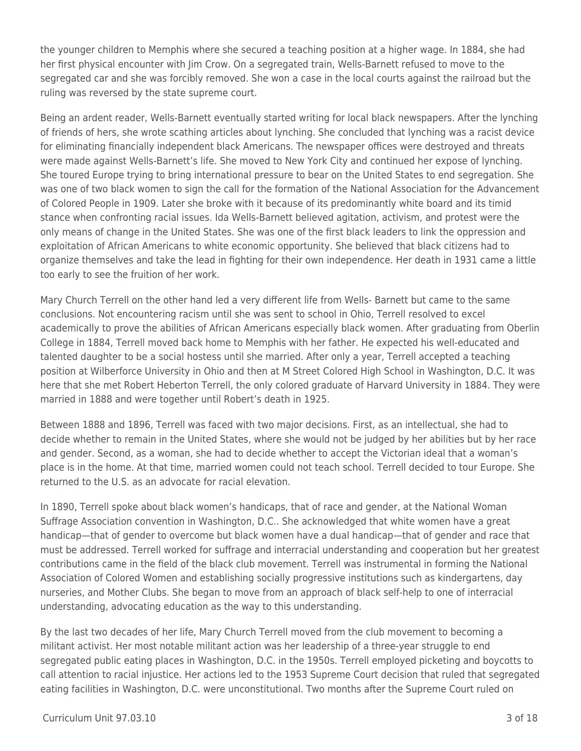the younger children to Memphis where she secured a teaching position at a higher wage. In 1884, she had her first physical encounter with Jim Crow. On a segregated train, Wells-Barnett refused to move to the segregated car and she was forcibly removed. She won a case in the local courts against the railroad but the ruling was reversed by the state supreme court.

Being an ardent reader, Wells-Barnett eventually started writing for local black newspapers. After the lynching of friends of hers, she wrote scathing articles about lynching. She concluded that lynching was a racist device for eliminating financially independent black Americans. The newspaper offices were destroyed and threats were made against Wells-Barnett's life. She moved to New York City and continued her expose of lynching. She toured Europe trying to bring international pressure to bear on the United States to end segregation. She was one of two black women to sign the call for the formation of the National Association for the Advancement of Colored People in 1909. Later she broke with it because of its predominantly white board and its timid stance when confronting racial issues. Ida Wells-Barnett believed agitation, activism, and protest were the only means of change in the United States. She was one of the first black leaders to link the oppression and exploitation of African Americans to white economic opportunity. She believed that black citizens had to organize themselves and take the lead in fighting for their own independence. Her death in 1931 came a little too early to see the fruition of her work.

Mary Church Terrell on the other hand led a very different life from Wells- Barnett but came to the same conclusions. Not encountering racism until she was sent to school in Ohio, Terrell resolved to excel academically to prove the abilities of African Americans especially black women. After graduating from Oberlin College in 1884, Terrell moved back home to Memphis with her father. He expected his well-educated and talented daughter to be a social hostess until she married. After only a year, Terrell accepted a teaching position at Wilberforce University in Ohio and then at M Street Colored High School in Washington, D.C. It was here that she met Robert Heberton Terrell, the only colored graduate of Harvard University in 1884. They were married in 1888 and were together until Robert's death in 1925.

Between 1888 and 1896, Terrell was faced with two major decisions. First, as an intellectual, she had to decide whether to remain in the United States, where she would not be judged by her abilities but by her race and gender. Second, as a woman, she had to decide whether to accept the Victorian ideal that a woman's place is in the home. At that time, married women could not teach school. Terrell decided to tour Europe. She returned to the U.S. as an advocate for racial elevation.

In 1890, Terrell spoke about black women's handicaps, that of race and gender, at the National Woman Suffrage Association convention in Washington, D.C.. She acknowledged that white women have a great handicap—that of gender to overcome but black women have a dual handicap—that of gender and race that must be addressed. Terrell worked for suffrage and interracial understanding and cooperation but her greatest contributions came in the field of the black club movement. Terrell was instrumental in forming the National Association of Colored Women and establishing socially progressive institutions such as kindergartens, day nurseries, and Mother Clubs. She began to move from an approach of black self-help to one of interracial understanding, advocating education as the way to this understanding.

By the last two decades of her life, Mary Church Terrell moved from the club movement to becoming a militant activist. Her most notable militant action was her leadership of a three-year struggle to end segregated public eating places in Washington, D.C. in the 1950s. Terrell employed picketing and boycotts to call attention to racial injustice. Her actions led to the 1953 Supreme Court decision that ruled that segregated eating facilities in Washington, D.C. were unconstitutional. Two months after the Supreme Court ruled on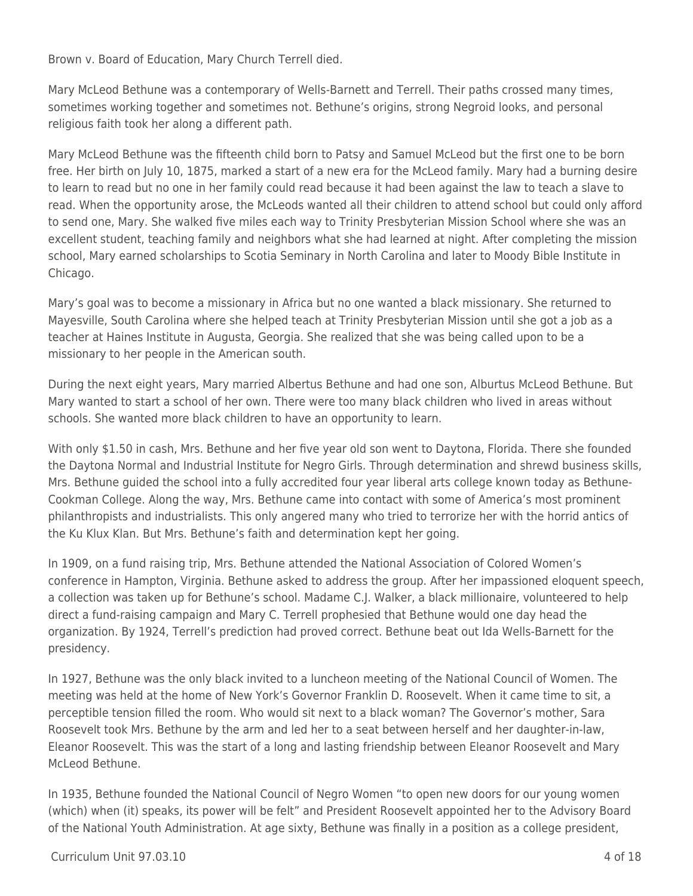Brown v. Board of Education, Mary Church Terrell died.

Mary McLeod Bethune was a contemporary of Wells-Barnett and Terrell. Their paths crossed many times, sometimes working together and sometimes not. Bethune's origins, strong Negroid looks, and personal religious faith took her along a different path.

Mary McLeod Bethune was the fifteenth child born to Patsy and Samuel McLeod but the first one to be born free. Her birth on July 10, 1875, marked a start of a new era for the McLeod family. Mary had a burning desire to learn to read but no one in her family could read because it had been against the law to teach a slave to read. When the opportunity arose, the McLeods wanted all their children to attend school but could only afford to send one, Mary. She walked five miles each way to Trinity Presbyterian Mission School where she was an excellent student, teaching family and neighbors what she had learned at night. After completing the mission school, Mary earned scholarships to Scotia Seminary in North Carolina and later to Moody Bible Institute in Chicago.

Mary's goal was to become a missionary in Africa but no one wanted a black missionary. She returned to Mayesville, South Carolina where she helped teach at Trinity Presbyterian Mission until she got a job as a teacher at Haines Institute in Augusta, Georgia. She realized that she was being called upon to be a missionary to her people in the American south.

During the next eight years, Mary married Albertus Bethune and had one son, Alburtus McLeod Bethune. But Mary wanted to start a school of her own. There were too many black children who lived in areas without schools. She wanted more black children to have an opportunity to learn.

With only $1.50 in cash, Mrs. Bethune and her five year old son went to Daytona, Florida. There she founded the Daytona Normal and Industrial Institute for Negro Girls. Through determination and shrewd business skills, Mrs. Bethune guided the school into a fully accredited four year liberal arts college known today as Bethune-Cookman College. Along the way, Mrs. Bethune came into contact with some of America's most prominent philanthropists and industrialists. This only angered many who tried to terrorize her with the horrid antics of the Ku Klux Klan. But Mrs. Bethune's faith and determination kept her going.

In 1909, on a fund raising trip, Mrs. Bethune attended the National Association of Colored Women's conference in Hampton, Virginia. Bethune asked to address the group. After her impassioned eloquent speech, a collection was taken up for Bethune's school. Madame C.J. Walker, a black millionaire, volunteered to help direct a fund-raising campaign and Mary C. Terrell prophesied that Bethune would one day head the organization. By 1924, Terrell's prediction had proved correct. Bethune beat out Ida Wells-Barnett for the presidency.

In 1927, Bethune was the only black invited to a luncheon meeting of the National Council of Women. The meeting was held at the home of New York's Governor Franklin D. Roosevelt. When it came time to sit, a perceptible tension filled the room. Who would sit next to a black woman? The Governor's mother, Sara Roosevelt took Mrs. Bethune by the arm and led her to a seat between herself and her daughter-in-law, Eleanor Roosevelt. This was the start of a long and lasting friendship between Eleanor Roosevelt and Mary McLeod Bethune.

In 1935, Bethune founded the National Council of Negro Women "to open new doors for our young women (which) when (it) speaks, its power will be felt" and President Roosevelt appointed her to the Advisory Board of the National Youth Administration. At age sixty, Bethune was finally in a position as a college president,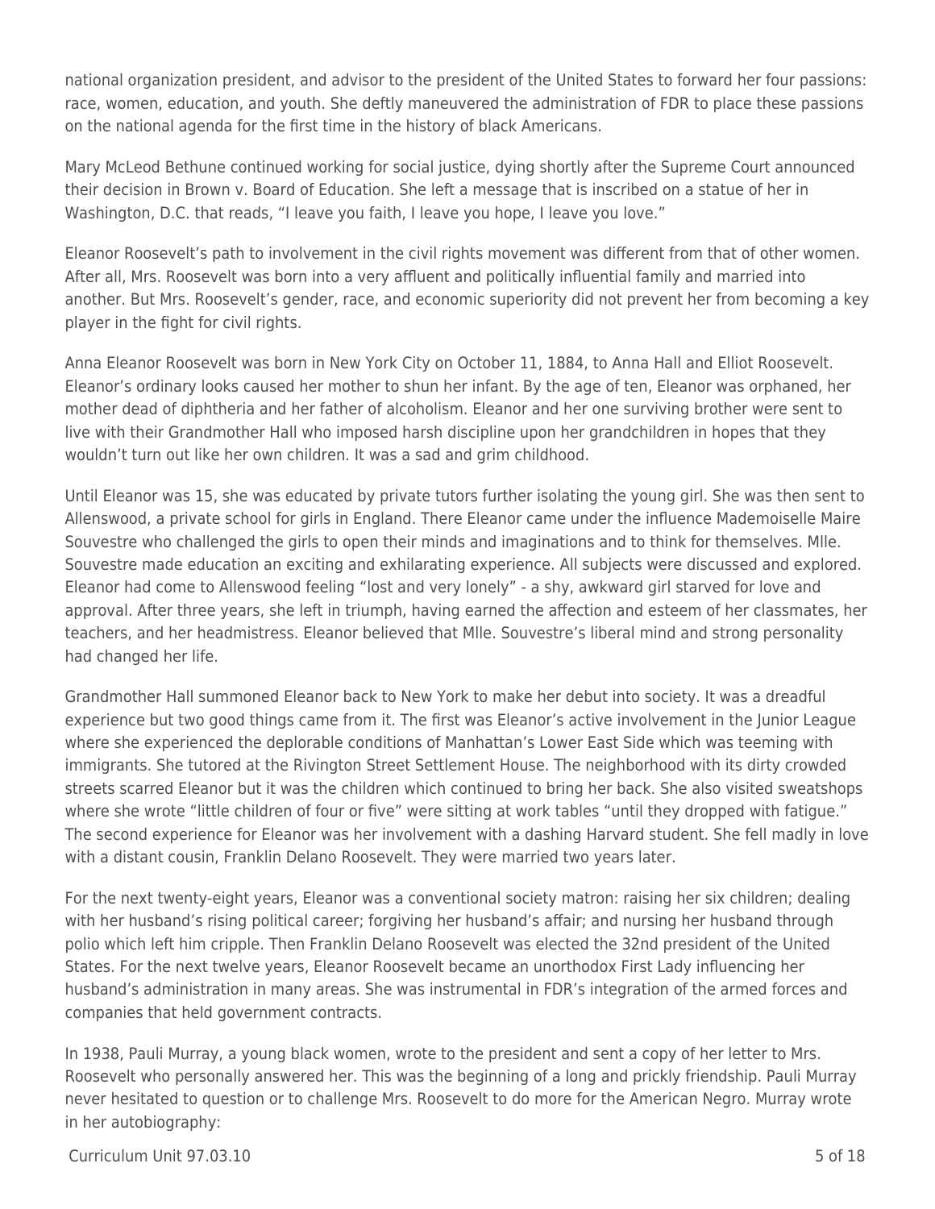national organization president, and advisor to the president of the United States to forward her four passions: race, women, education, and youth. She deftly maneuvered the administration of FDR to place these passions on the national agenda for the first time in the history of black Americans.

Mary McLeod Bethune continued working for social justice, dying shortly after the Supreme Court announced their decision in Brown v. Board of Education. She left a message that is inscribed on a statue of her in Washington, D.C. that reads, "I leave you faith, I leave you hope, I leave you love."

Eleanor Roosevelt's path to involvement in the civil rights movement was different from that of other women. After all, Mrs. Roosevelt was born into a very affluent and politically influential family and married into another. But Mrs. Roosevelt's gender, race, and economic superiority did not prevent her from becoming a key player in the fight for civil rights.

Anna Eleanor Roosevelt was born in New York City on October 11, 1884, to Anna Hall and Elliot Roosevelt. Eleanor's ordinary looks caused her mother to shun her infant. By the age of ten, Eleanor was orphaned, her mother dead of diphtheria and her father of alcoholism. Eleanor and her one surviving brother were sent to live with their Grandmother Hall who imposed harsh discipline upon her grandchildren in hopes that they wouldn't turn out like her own children. It was a sad and grim childhood.

Until Eleanor was 15, she was educated by private tutors further isolating the young girl. She was then sent to Allenswood, a private school for girls in England. There Eleanor came under the influence Mademoiselle Maire Souvestre who challenged the girls to open their minds and imaginations and to think for themselves. Mlle. Souvestre made education an exciting and exhilarating experience. All subjects were discussed and explored. Eleanor had come to Allenswood feeling "lost and very lonely" - a shy, awkward girl starved for love and approval. After three years, she left in triumph, having earned the affection and esteem of her classmates, her teachers, and her headmistress. Eleanor believed that Mlle. Souvestre's liberal mind and strong personality had changed her life.

Grandmother Hall summoned Eleanor back to New York to make her debut into society. It was a dreadful experience but two good things came from it. The first was Eleanor's active involvement in the Junior League where she experienced the deplorable conditions of Manhattan's Lower East Side which was teeming with immigrants. She tutored at the Rivington Street Settlement House. The neighborhood with its dirty crowded streets scarred Eleanor but it was the children which continued to bring her back. She also visited sweatshops where she wrote "little children of four or five" were sitting at work tables "until they dropped with fatigue." The second experience for Eleanor was her involvement with a dashing Harvard student. She fell madly in love with a distant cousin, Franklin Delano Roosevelt. They were married two years later.

For the next twenty-eight years, Eleanor was a conventional society matron: raising her six children; dealing with her husband's rising political career; forgiving her husband's affair; and nursing her husband through polio which left him cripple. Then Franklin Delano Roosevelt was elected the 32nd president of the United States. For the next twelve years, Eleanor Roosevelt became an unorthodox First Lady influencing her husband's administration in many areas. She was instrumental in FDR's integration of the armed forces and companies that held government contracts.

In 1938, Pauli Murray, a young black women, wrote to the president and sent a copy of her letter to Mrs. Roosevelt who personally answered her. This was the beginning of a long and prickly friendship. Pauli Murray never hesitated to question or to challenge Mrs. Roosevelt to do more for the American Negro. Murray wrote in her autobiography: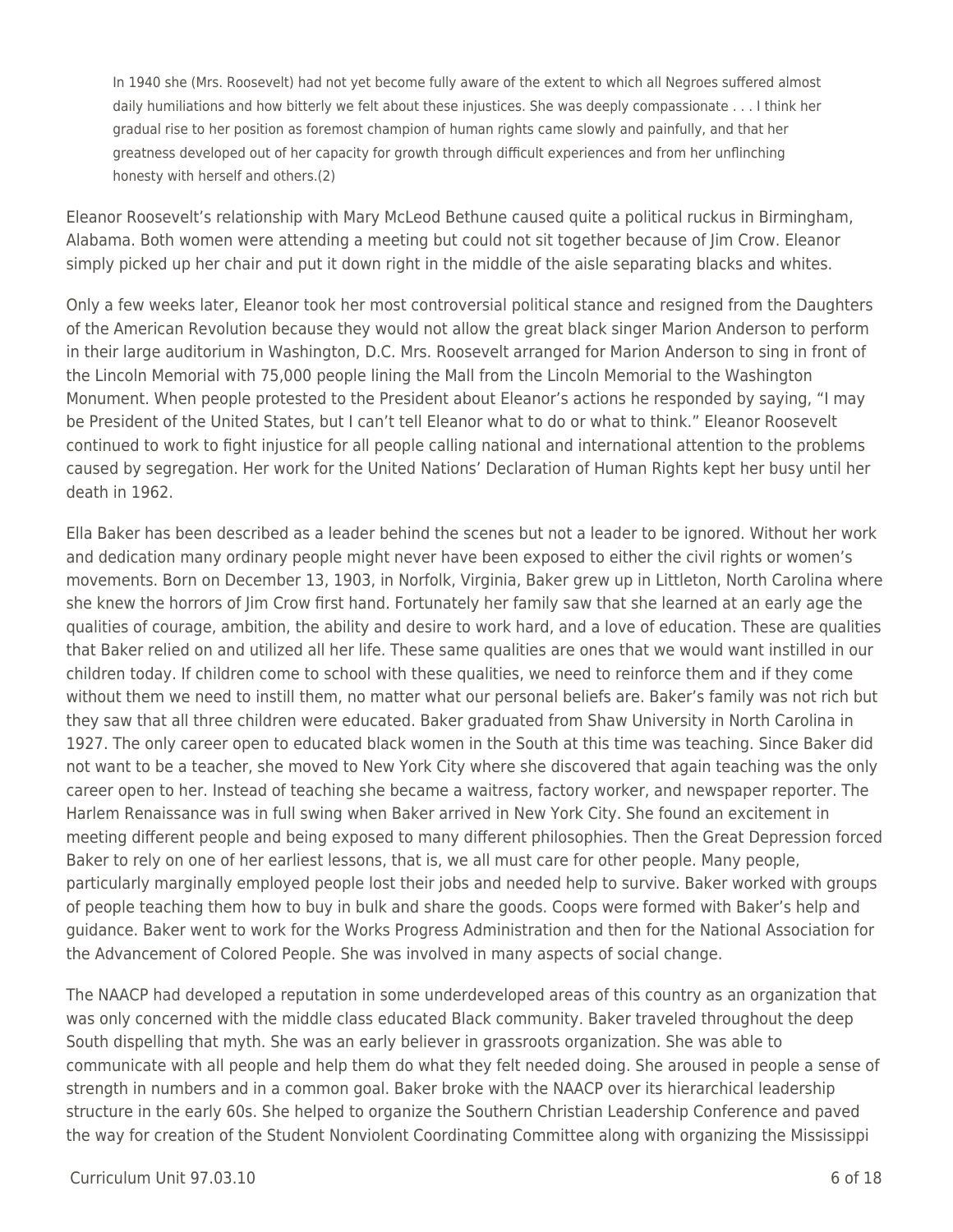> In 1940 she (Mrs. Roosevelt) had not yet become fully aware of the extent to which all Negroes suffered almost daily humiliations and how bitterly we felt about these injustices. She was deeply compassionate . . . I think her gradual rise to her position as foremost champion of human rights came slowly and painfully, and that her greatness developed out of her capacity for growth through difficult experiences and from her unflinching honesty with herself and others.(2)

Eleanor Roosevelt's relationship with Mary McLeod Bethune caused quite a political ruckus in Birmingham, Alabama. Both women were attending a meeting but could not sit together because of Jim Crow. Eleanor simply picked up her chair and put it down right in the middle of the aisle separating blacks and whites.

Only a few weeks later, Eleanor took her most controversial political stance and resigned from the Daughters of the American Revolution because they would not allow the great black singer Marion Anderson to perform in their large auditorium in Washington, D.C. Mrs. Roosevelt arranged for Marion Anderson to sing in front of the Lincoln Memorial with 75,000 people lining the Mall from the Lincoln Memorial to the Washington Monument. When people protested to the President about Eleanor's actions he responded by saying, "I may be President of the United States, but I can't tell Eleanor what to do or what to think." Eleanor Roosevelt continued to work to fight injustice for all people calling national and international attention to the problems caused by segregation. Her work for the United Nations' Declaration of Human Rights kept her busy until her death in 1962.

Ella Baker has been described as a leader behind the scenes but not a leader to be ignored. Without her work and dedication many ordinary people might never have been exposed to either the civil rights or women's movements. Born on December 13, 1903, in Norfolk, Virginia, Baker grew up in Littleton, North Carolina where she knew the horrors of Jim Crow first hand. Fortunately her family saw that she learned at an early age the qualities of courage, ambition, the ability and desire to work hard, and a love of education. These are qualities that Baker relied on and utilized all her life. These same qualities are ones that we would want instilled in our children today. If children come to school with these qualities, we need to reinforce them and if they come without them we need to instill them, no matter what our personal beliefs are. Baker's family was not rich but they saw that all three children were educated. Baker graduated from Shaw University in North Carolina in 1927. The only career open to educated black women in the South at this time was teaching. Since Baker did not want to be a teacher, she moved to New York City where she discovered that again teaching was the only career open to her. Instead of teaching she became a waitress, factory worker, and newspaper reporter. The Harlem Renaissance was in full swing when Baker arrived in New York City. She found an excitement in meeting different people and being exposed to many different philosophies. Then the Great Depression forced Baker to rely on one of her earliest lessons, that is, we all must care for other people. Many people, particularly marginally employed people lost their jobs and needed help to survive. Baker worked with groups of people teaching them how to buy in bulk and share the goods. Coops were formed with Baker's help and guidance. Baker went to work for the Works Progress Administration and then for the National Association for the Advancement of Colored People. She was involved in many aspects of social change.

The NAACP had developed a reputation in some underdeveloped areas of this country as an organization that was only concerned with the middle class educated Black community. Baker traveled throughout the deep South dispelling that myth. She was an early believer in grassroots organization. She was able to communicate with all people and help them do what they felt needed doing. She aroused in people a sense of strength in numbers and in a common goal. Baker broke with the NAACP over its hierarchical leadership structure in the early 60s. She helped to organize the Southern Christian Leadership Conference and paved the way for creation of the Student Nonviolent Coordinating Committee along with organizing the Mississippi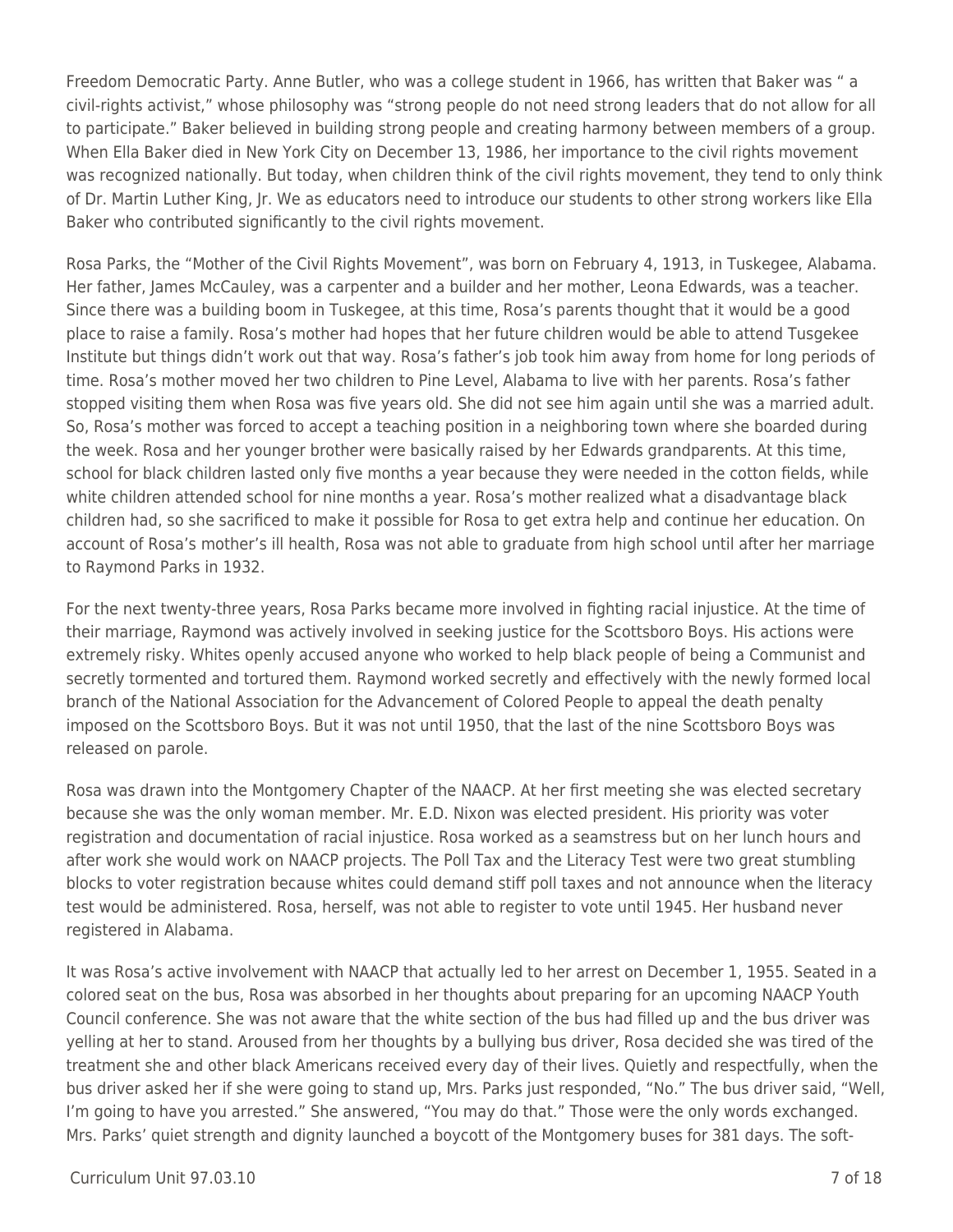Freedom Democratic Party. Anne Butler, who was a college student in 1966, has written that Baker was " a civil-rights activist," whose philosophy was "strong people do not need strong leaders that do not allow for all to participate." Baker believed in building strong people and creating harmony between members of a group. When Ella Baker died in New York City on December 13, 1986, her importance to the civil rights movement was recognized nationally. But today, when children think of the civil rights movement, they tend to only think of Dr. Martin Luther King, Jr. We as educators need to introduce our students to other strong workers like Ella Baker who contributed significantly to the civil rights movement.

Rosa Parks, the "Mother of the Civil Rights Movement", was born on February 4, 1913, in Tuskegee, Alabama. Her father, James McCauley, was a carpenter and a builder and her mother, Leona Edwards, was a teacher. Since there was a building boom in Tuskegee, at this time, Rosa's parents thought that it would be a good place to raise a family. Rosa's mother had hopes that her future children would be able to attend Tusgekee Institute but things didn't work out that way. Rosa's father's job took him away from home for long periods of time. Rosa's mother moved her two children to Pine Level, Alabama to live with her parents. Rosa's father stopped visiting them when Rosa was five years old. She did not see him again until she was a married adult. So, Rosa's mother was forced to accept a teaching position in a neighboring town where she boarded during the week. Rosa and her younger brother were basically raised by her Edwards grandparents. At this time, school for black children lasted only five months a year because they were needed in the cotton fields, while white children attended school for nine months a year. Rosa's mother realized what a disadvantage black children had, so she sacrificed to make it possible for Rosa to get extra help and continue her education. On account of Rosa's mother's ill health, Rosa was not able to graduate from high school until after her marriage to Raymond Parks in 1932.

For the next twenty-three years, Rosa Parks became more involved in fighting racial injustice. At the time of their marriage, Raymond was actively involved in seeking justice for the Scottsboro Boys. His actions were extremely risky. Whites openly accused anyone who worked to help black people of being a Communist and secretly tormented and tortured them. Raymond worked secretly and effectively with the newly formed local branch of the National Association for the Advancement of Colored People to appeal the death penalty imposed on the Scottsboro Boys. But it was not until 1950, that the last of the nine Scottsboro Boys was released on parole.

Rosa was drawn into the Montgomery Chapter of the NAACP. At her first meeting she was elected secretary because she was the only woman member. Mr. E.D. Nixon was elected president. His priority was voter registration and documentation of racial injustice. Rosa worked as a seamstress but on her lunch hours and after work she would work on NAACP projects. The Poll Tax and the Literacy Test were two great stumbling blocks to voter registration because whites could demand stiff poll taxes and not announce when the literacy test would be administered. Rosa, herself, was not able to register to vote until 1945. Her husband never registered in Alabama.

It was Rosa's active involvement with NAACP that actually led to her arrest on December 1, 1955. Seated in a colored seat on the bus, Rosa was absorbed in her thoughts about preparing for an upcoming NAACP Youth Council conference. She was not aware that the white section of the bus had filled up and the bus driver was yelling at her to stand. Aroused from her thoughts by a bullying bus driver, Rosa decided she was tired of the treatment she and other black Americans received every day of their lives. Quietly and respectfully, when the bus driver asked her if she were going to stand up, Mrs. Parks just responded, "No." The bus driver said, "Well, I'm going to have you arrested." She answered, "You may do that." Those were the only words exchanged. Mrs. Parks' quiet strength and dignity launched a boycott of the Montgomery buses for 381 days. The soft-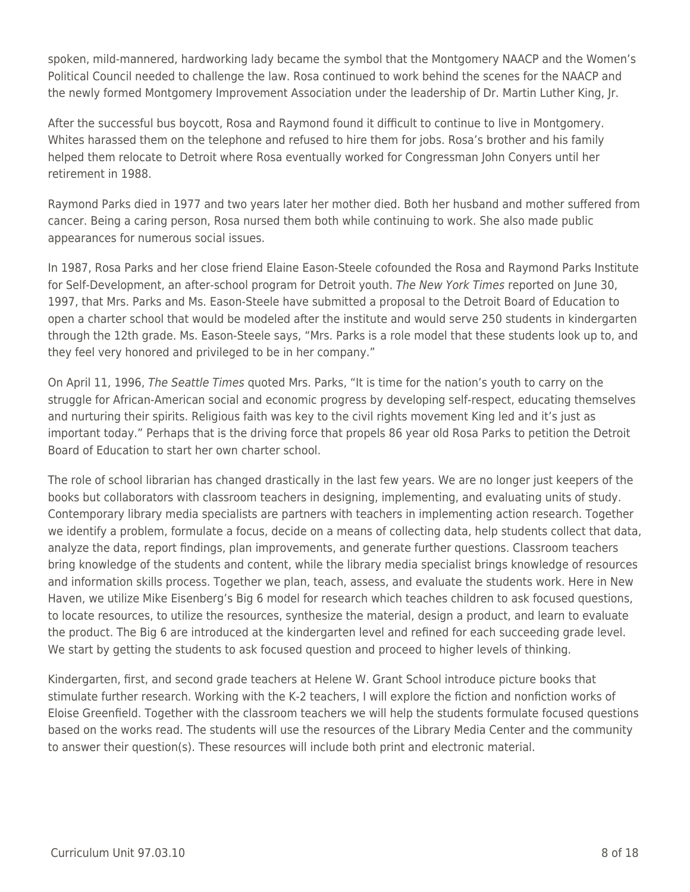spoken, mild-mannered, hardworking lady became the symbol that the Montgomery NAACP and the Women's Political Council needed to challenge the law. Rosa continued to work behind the scenes for the NAACP and the newly formed Montgomery Improvement Association under the leadership of Dr. Martin Luther King, Jr.

After the successful bus boycott, Rosa and Raymond found it difficult to continue to live in Montgomery. Whites harassed them on the telephone and refused to hire them for jobs. Rosa's brother and his family helped them relocate to Detroit where Rosa eventually worked for Congressman John Conyers until her retirement in 1988.

Raymond Parks died in 1977 and two years later her mother died. Both her husband and mother suffered from cancer. Being a caring person, Rosa nursed them both while continuing to work. She also made public appearances for numerous social issues.

In 1987, Rosa Parks and her close friend Elaine Eason-Steele cofounded the Rosa and Raymond Parks Institute for Self-Development, an after-school program for Detroit youth. *The New York Times* reported on June 30, 1997, that Mrs. Parks and Ms. Eason-Steele have submitted a proposal to the Detroit Board of Education to open a charter school that would be modeled after the institute and would serve 250 students in kindergarten through the 12th grade. Ms. Eason-Steele says, "Mrs. Parks is a role model that these students look up to, and they feel very honored and privileged to be in her company."

On April 11, 1996, *The Seattle Times* quoted Mrs. Parks, "It is time for the nation's youth to carry on the struggle for African-American social and economic progress by developing self-respect, educating themselves and nurturing their spirits. Religious faith was key to the civil rights movement King led and it's just as important today." Perhaps that is the driving force that propels 86 year old Rosa Parks to petition the Detroit Board of Education to start her own charter school.

The role of school librarian has changed drastically in the last few years. We are no longer just keepers of the books but collaborators with classroom teachers in designing, implementing, and evaluating units of study. Contemporary library media specialists are partners with teachers in implementing action research. Together we identify a problem, formulate a focus, decide on a means of collecting data, help students collect that data, analyze the data, report findings, plan improvements, and generate further questions. Classroom teachers bring knowledge of the students and content, while the library media specialist brings knowledge of resources and information skills process. Together we plan, teach, assess, and evaluate the students work. Here in New Haven, we utilize Mike Eisenberg's Big 6 model for research which teaches children to ask focused questions, to locate resources, to utilize the resources, synthesize the material, design a product, and learn to evaluate the product. The Big 6 are introduced at the kindergarten level and refined for each succeeding grade level. We start by getting the students to ask focused question and proceed to higher levels of thinking.

Kindergarten, first, and second grade teachers at Helene W. Grant School introduce picture books that stimulate further research. Working with the K-2 teachers, I will explore the fiction and nonfiction works of Eloise Greenfield. Together with the classroom teachers we will help the students formulate focused questions based on the works read. The students will use the resources of the Library Media Center and the community to answer their question(s). These resources will include both print and electronic material.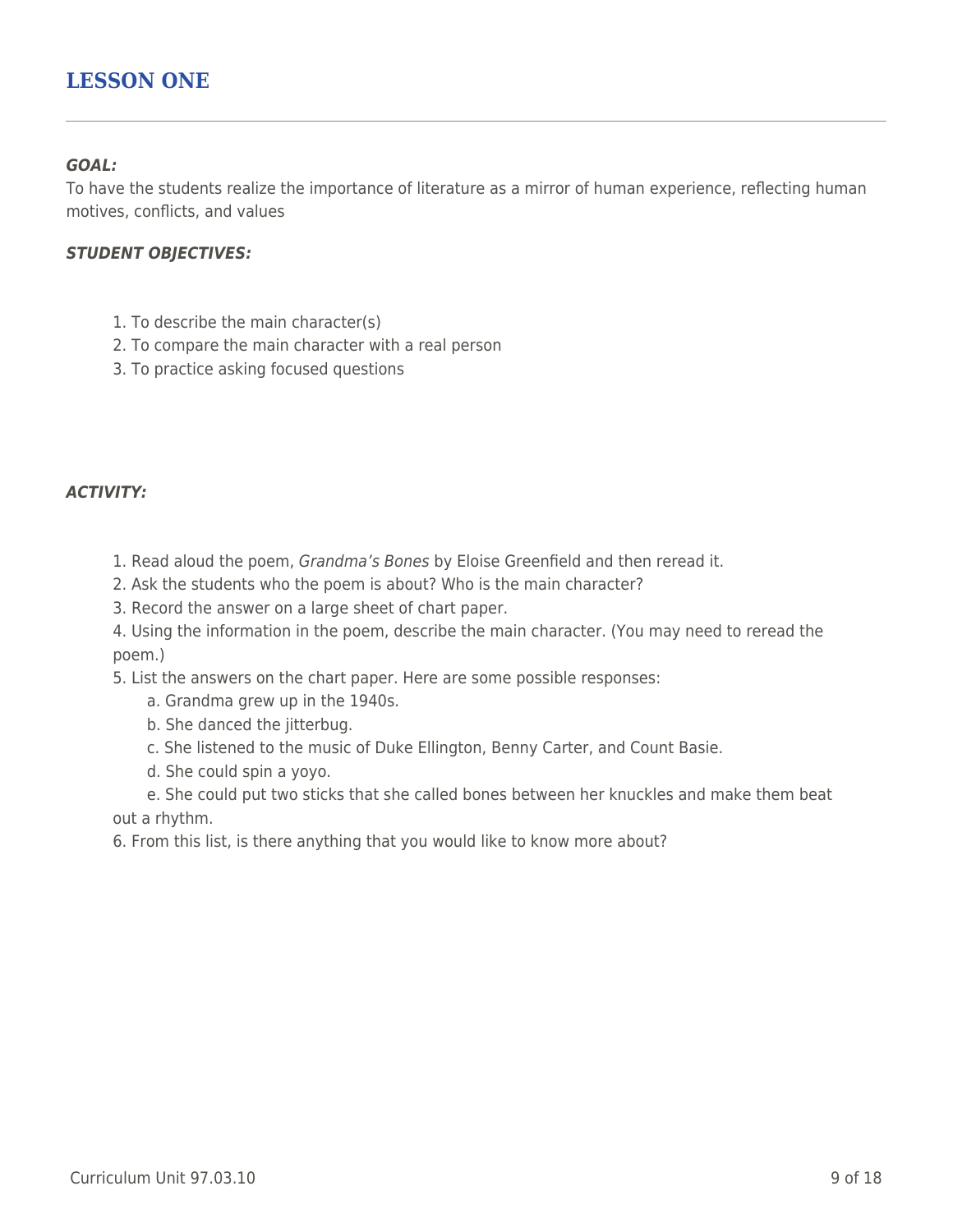## LESSON ONE

***GOAL:***

To have the students realize the importance of literature as a mirror of human experience, reflecting human motives, conflicts, and values

***STUDENT OBJECTIVES:***

1. To describe the main character(s)
2. To compare the main character with a real person
3. To practice asking focused questions

***ACTIVITY:***

1. Read aloud the poem, *Grandma's Bones* by Eloise Greenfield and then reread it.
2. Ask the students who the poem is about? Who is the main character?
3. Record the answer on a large sheet of chart paper.
4. Using the information in the poem, describe the main character. (You may need to reread the poem.)
5. List the answers on the chart paper. Here are some possible responses:
   a. Grandma grew up in the 1940s.
   b. She danced the jitterbug.
   c. She listened to the music of Duke Ellington, Benny Carter, and Count Basie.
   d. She could spin a yoyo.
   e. She could put two sticks that she called bones between her knuckles and make them beat out a rhythm.
6. From this list, is there anything that you would like to know more about?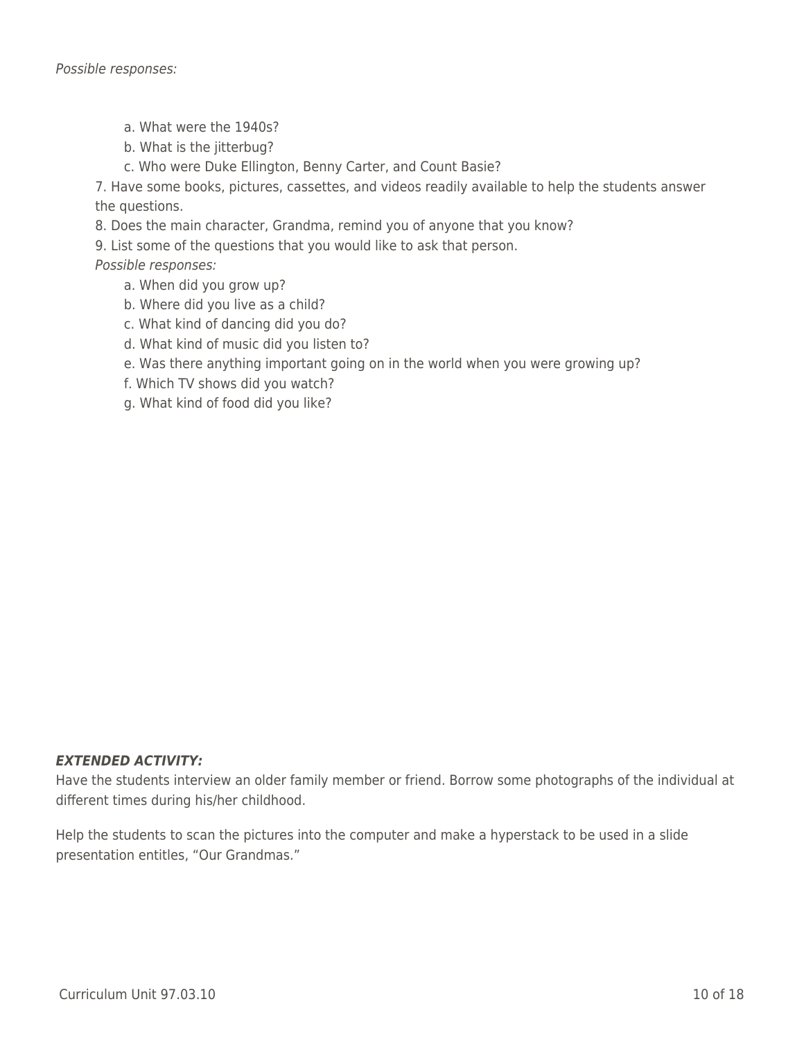*Possible responses:*

- a. What were the 1940s?
- b. What is the jitterbug?
- c. Who were Duke Ellington, Benny Carter, and Count Basie?

7. Have some books, pictures, cassettes, and videos readily available to help the students answer the questions.

8. Does the main character, Grandma, remind you of anyone that you know?

9. List some of the questions that you would like to ask that person.

*Possible responses:*

- a. When did you grow up?
- b. Where did you live as a child?
- c. What kind of dancing did you do?
- d. What kind of music did you listen to?
- e. Was there anything important going on in the world when you were growing up?
- f. Which TV shows did you watch?
- g. What kind of food did you like?

***EXTENDED ACTIVITY:***

Have the students interview an older family member or friend. Borrow some photographs of the individual at different times during his/her childhood.

Help the students to scan the pictures into the computer and make a hyperstack to be used in a slide presentation entitles, "Our Grandmas."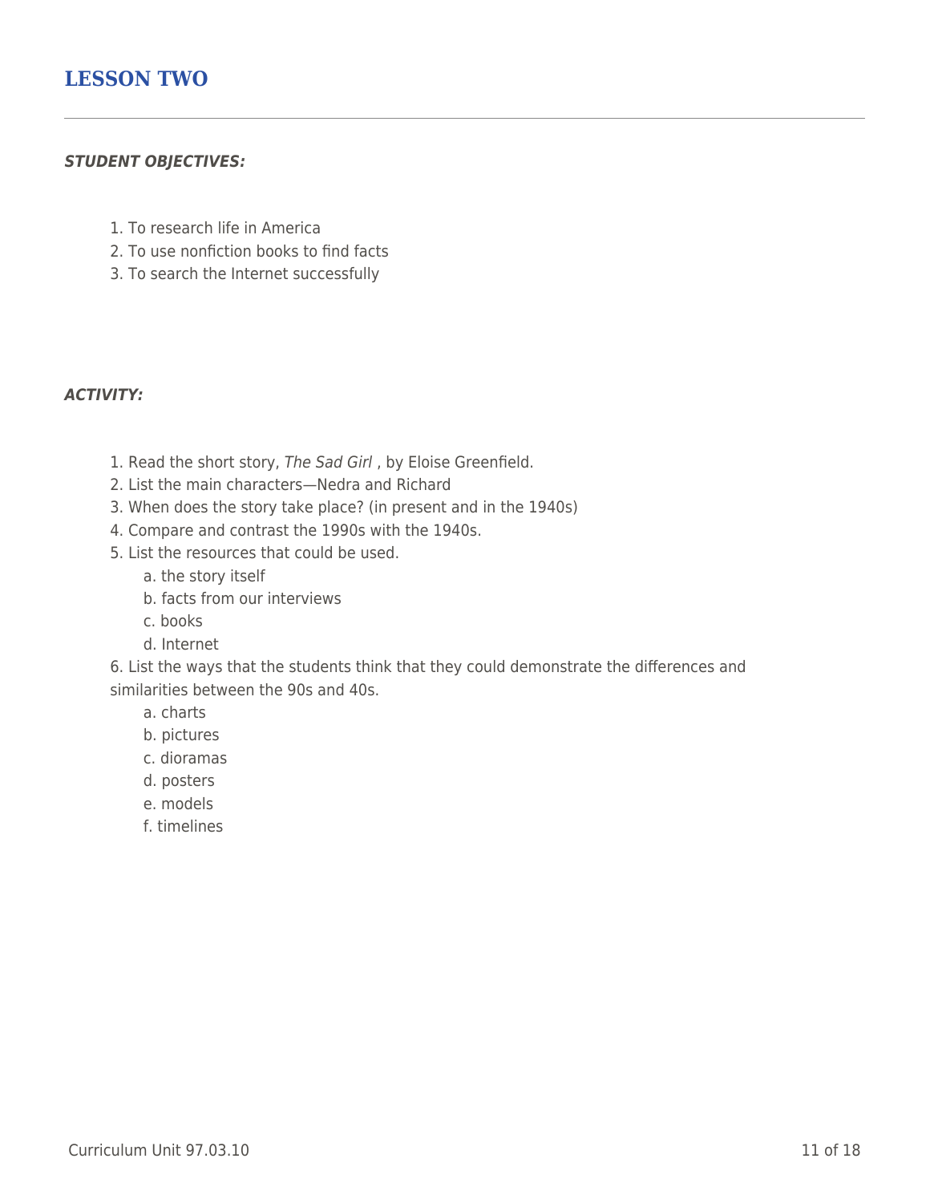## LESSON TWO

***STUDENT OBJECTIVES:***

1. To research life in America
2. To use nonfiction books to find facts
3. To search the Internet successfully

***ACTIVITY:***

1. Read the short story, *The Sad Girl* , by Eloise Greenfield.
2. List the main characters—Nedra and Richard
3. When does the story take place? (in present and in the 1940s)
4. Compare and contrast the 1990s with the 1940s.
5. List the resources that could be used.
   a. the story itself
   b. facts from our interviews
   c. books
   d. Internet
6. List the ways that the students think that they could demonstrate the differences and similarities between the 90s and 40s.
   a. charts
   b. pictures
   c. dioramas
   d. posters
   e. models
   f. timelines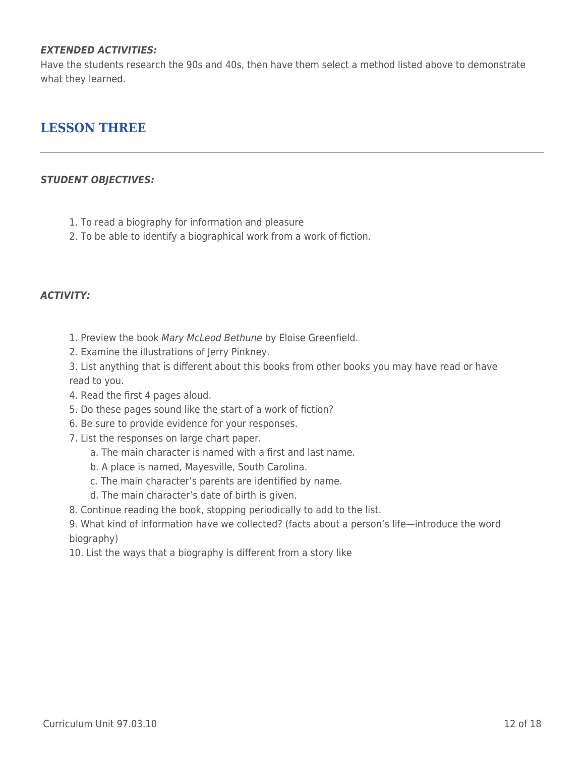***EXTENDED ACTIVITIES:***

Have the students research the 90s and 40s, then have them select a method listed above to demonstrate what they learned.

## LESSON THREE

***STUDENT OBJECTIVES:***

1. To read a biography for information and pleasure
2. To be able to identify a biographical work from a work of fiction.

***ACTIVITY:***

1. Preview the book *Mary McLeod Bethune* by Eloise Greenfield.
2. Examine the illustrations of Jerry Pinkney.
3. List anything that is different about this books from other books you may have read or have read to you.
4. Read the first 4 pages aloud.
5. Do these pages sound like the start of a work of fiction?
6. Be sure to provide evidence for your responses.
7. List the responses on large chart paper.
   a. The main character is named with a first and last name.
   b. A place is named, Mayesville, South Carolina.
   c. The main character's parents are identified by name.
   d. The main character's date of birth is given.
8. Continue reading the book, stopping periodically to add to the list.
9. What kind of information have we collected? (facts about a person's life—introduce the word biography)
10. List the ways that a biography is different from a story like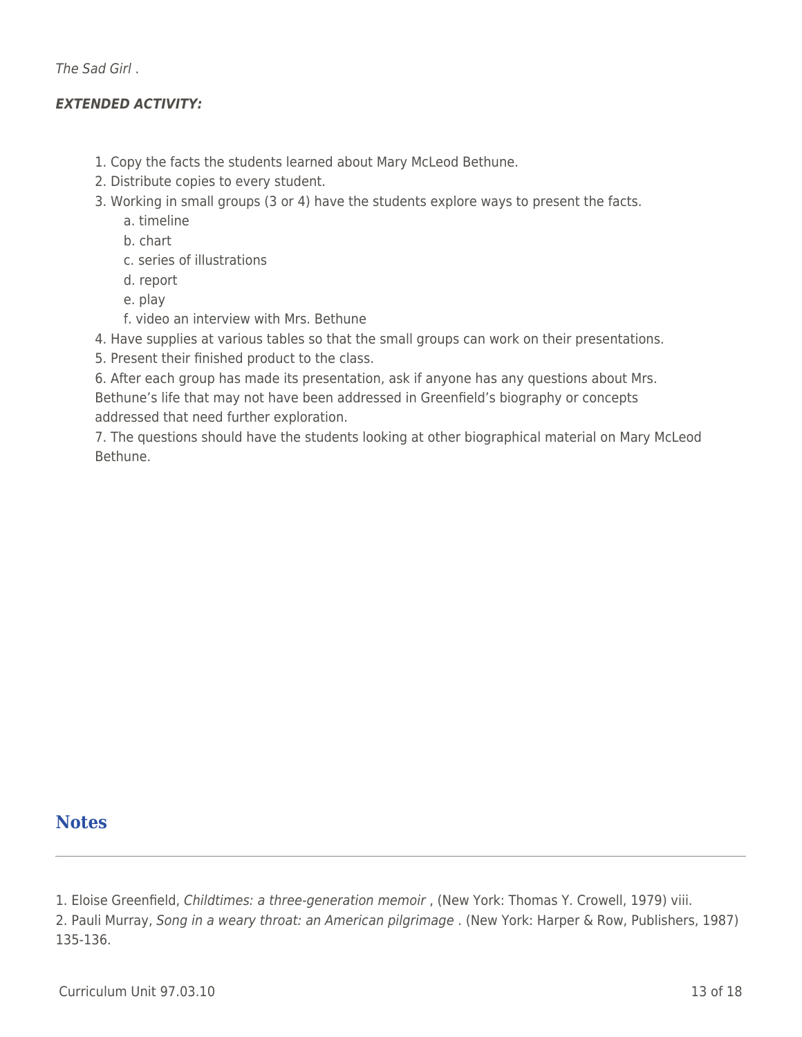*The Sad Girl* .

***EXTENDED ACTIVITY:***

1. Copy the facts the students learned about Mary McLeod Bethune.
2. Distribute copies to every student.
3. Working in small groups (3 or 4) have the students explore ways to present the facts.
    a. timeline
    b. chart
    c. series of illustrations
    d. report
    e. play
    f. video an interview with Mrs. Bethune
4. Have supplies at various tables so that the small groups can work on their presentations.
5. Present their finished product to the class.
6. After each group has made its presentation, ask if anyone has any questions about Mrs. Bethune's life that may not have been addressed in Greenfield's biography or concepts addressed that need further exploration.
7. The questions should have the students looking at other biographical material on Mary McLeod Bethune.

## Notes

1. Eloise Greenfield, *Childtimes: a three-generation memoir* , (New York: Thomas Y. Crowell, 1979) viii.
2. Pauli Murray, *Song in a weary throat: an American pilgrimage* . (New York: Harper & Row, Publishers, 1987) 135-136.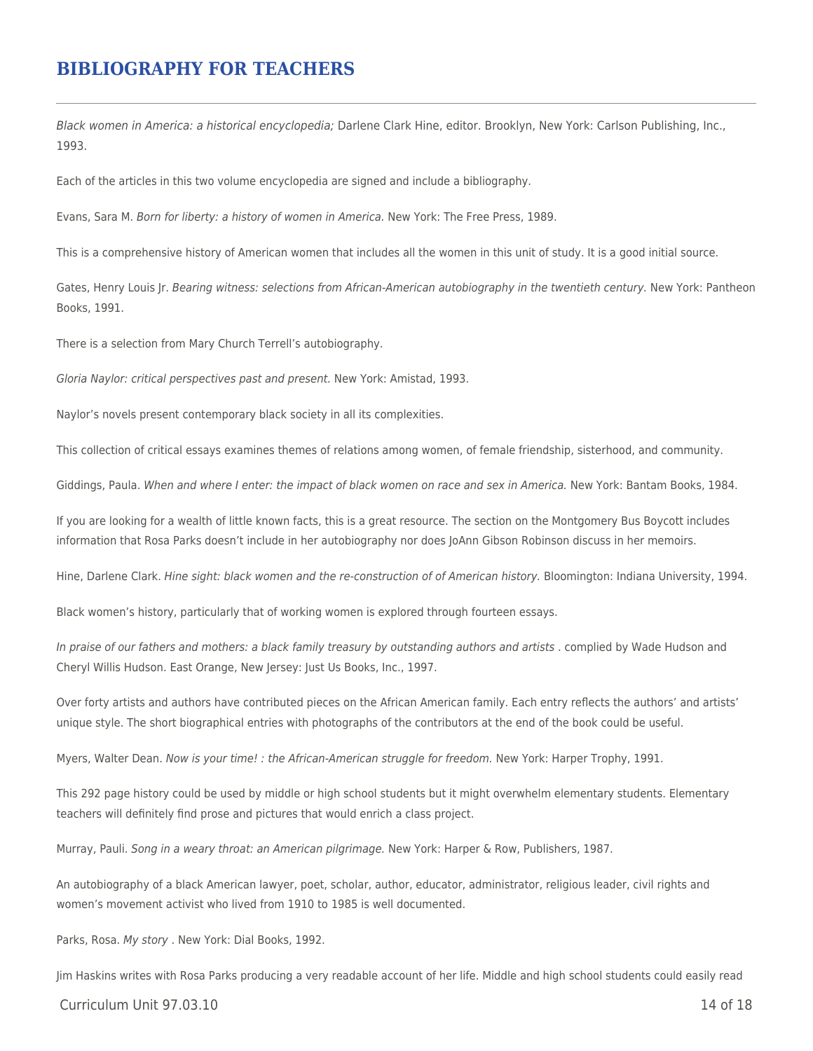# BIBLIOGRAPHY FOR TEACHERS

*Black women in America: a historical encyclopedia;* Darlene Clark Hine, editor. Brooklyn, New York: Carlson Publishing, Inc., 1993.

Each of the articles in this two volume encyclopedia are signed and include a bibliography.

Evans, Sara M. *Born for liberty: a history of women in America.* New York: The Free Press, 1989.

This is a comprehensive history of American women that includes all the women in this unit of study. It is a good initial source.

Gates, Henry Louis Jr. *Bearing witness: selections from African-American autobiography in the twentieth century.* New York: Pantheon Books, 1991.

There is a selection from Mary Church Terrell's autobiography.

*Gloria Naylor: critical perspectives past and present.* New York: Amistad, 1993.

Naylor's novels present contemporary black society in all its complexities.

This collection of critical essays examines themes of relations among women, of female friendship, sisterhood, and community.

Giddings, Paula. *When and where I enter: the impact of black women on race and sex in America.* New York: Bantam Books, 1984.

If you are looking for a wealth of little known facts, this is a great resource. The section on the Montgomery Bus Boycott includes information that Rosa Parks doesn't include in her autobiography nor does JoAnn Gibson Robinson discuss in her memoirs.

Hine, Darlene Clark. *Hine sight: black women and the re-construction of of American history.* Bloomington: Indiana University, 1994.

Black women's history, particularly that of working women is explored through fourteen essays.

*In praise of our fathers and mothers: a black family treasury by outstanding authors and artists* . complied by Wade Hudson and Cheryl Willis Hudson. East Orange, New Jersey: Just Us Books, Inc., 1997.

Over forty artists and authors have contributed pieces on the African American family. Each entry reflects the authors' and artists' unique style. The short biographical entries with photographs of the contributors at the end of the book could be useful.

Myers, Walter Dean. *Now is your time! : the African-American struggle for freedom.* New York: Harper Trophy, 1991.

This 292 page history could be used by middle or high school students but it might overwhelm elementary students. Elementary teachers will definitely find prose and pictures that would enrich a class project.

Murray, Pauli. *Song in a weary throat: an American pilgrimage.* New York: Harper & Row, Publishers, 1987.

An autobiography of a black American lawyer, poet, scholar, author, educator, administrator, religious leader, civil rights and women's movement activist who lived from 1910 to 1985 is well documented.

Parks, Rosa. *My story* . New York: Dial Books, 1992.

Jim Haskins writes with Rosa Parks producing a very readable account of her life. Middle and high school students could easily read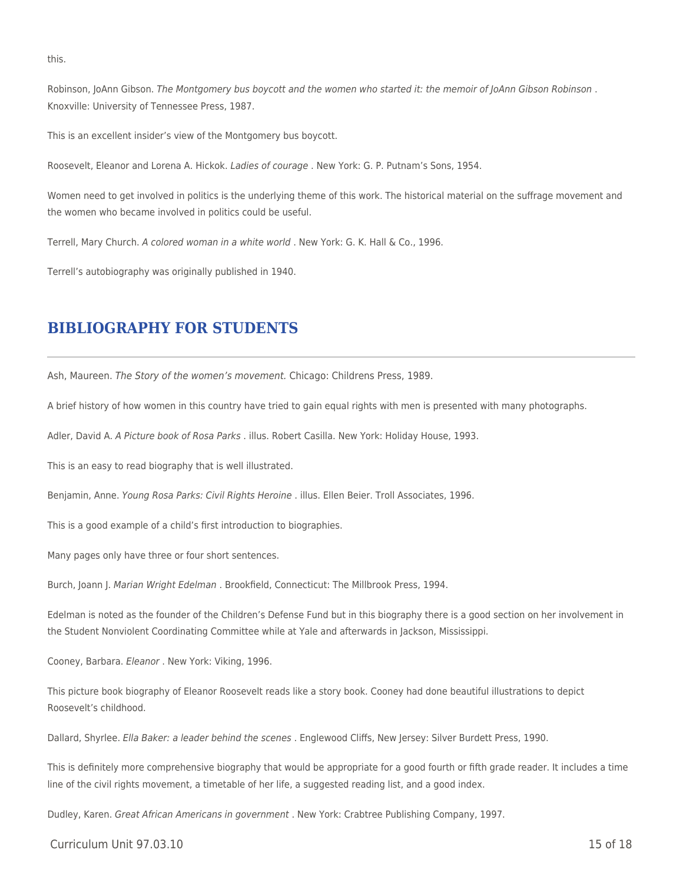this.

Robinson, JoAnn Gibson. *The Montgomery bus boycott and the women who started it: the memoir of JoAnn Gibson Robinson* . Knoxville: University of Tennessee Press, 1987.

This is an excellent insider's view of the Montgomery bus boycott.

Roosevelt, Eleanor and Lorena A. Hickok. *Ladies of courage* . New York: G. P. Putnam's Sons, 1954.

Women need to get involved in politics is the underlying theme of this work. The historical material on the suffrage movement and the women who became involved in politics could be useful.

Terrell, Mary Church. *A colored woman in a white world* . New York: G. K. Hall & Co., 1996.

Terrell's autobiography was originally published in 1940.

## BIBLIOGRAPHY FOR STUDENTS

Ash, Maureen. *The Story of the women's movement.* Chicago: Childrens Press, 1989.

A brief history of how women in this country have tried to gain equal rights with men is presented with many photographs.

Adler, David A. *A Picture book of Rosa Parks* . illus. Robert Casilla. New York: Holiday House, 1993.

This is an easy to read biography that is well illustrated.

Benjamin, Anne. *Young Rosa Parks: Civil Rights Heroine* . illus. Ellen Beier. Troll Associates, 1996.

This is a good example of a child's first introduction to biographies.

Many pages only have three or four short sentences.

Burch, Joann J. *Marian Wright Edelman* . Brookfield, Connecticut: The Millbrook Press, 1994.

Edelman is noted as the founder of the Children's Defense Fund but in this biography there is a good section on her involvement in the Student Nonviolent Coordinating Committee while at Yale and afterwards in Jackson, Mississippi.

Cooney, Barbara. *Eleanor* . New York: Viking, 1996.

This picture book biography of Eleanor Roosevelt reads like a story book. Cooney had done beautiful illustrations to depict Roosevelt's childhood.

Dallard, Shyrlee. *Ella Baker: a leader behind the scenes* . Englewood Cliffs, New Jersey: Silver Burdett Press, 1990.

This is definitely more comprehensive biography that would be appropriate for a good fourth or fifth grade reader. It includes a time line of the civil rights movement, a timetable of her life, a suggested reading list, and a good index.

Dudley, Karen. *Great African Americans in government* . New York: Crabtree Publishing Company, 1997.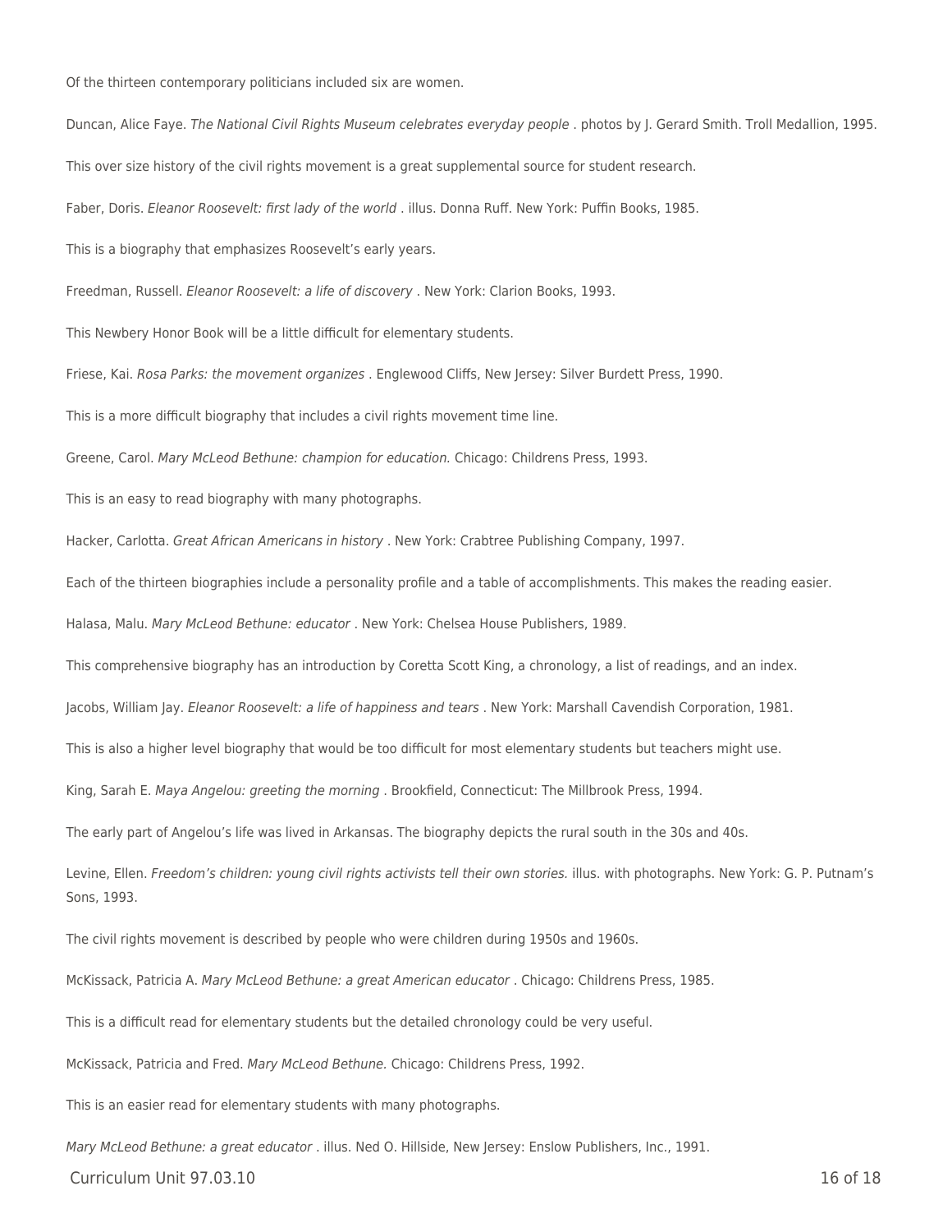Of the thirteen contemporary politicians included six are women.

Duncan, Alice Faye. *The National Civil Rights Museum celebrates everyday people* . photos by J. Gerard Smith. Troll Medallion, 1995.

This over size history of the civil rights movement is a great supplemental source for student research.

Faber, Doris. *Eleanor Roosevelt: first lady of the world* . illus. Donna Ruff. New York: Puffin Books, 1985.

This is a biography that emphasizes Roosevelt's early years.

Freedman, Russell. *Eleanor Roosevelt: a life of discovery* . New York: Clarion Books, 1993.

This Newbery Honor Book will be a little difficult for elementary students.

Friese, Kai. *Rosa Parks: the movement organizes* . Englewood Cliffs, New Jersey: Silver Burdett Press, 1990.

This is a more difficult biography that includes a civil rights movement time line.

Greene, Carol. *Mary McLeod Bethune: champion for education.* Chicago: Childrens Press, 1993.

This is an easy to read biography with many photographs.

Hacker, Carlotta. *Great African Americans in history* . New York: Crabtree Publishing Company, 1997.

Each of the thirteen biographies include a personality profile and a table of accomplishments. This makes the reading easier.

Halasa, Malu. *Mary McLeod Bethune: educator* . New York: Chelsea House Publishers, 1989.

This comprehensive biography has an introduction by Coretta Scott King, a chronology, a list of readings, and an index.

Jacobs, William Jay. *Eleanor Roosevelt: a life of happiness and tears* . New York: Marshall Cavendish Corporation, 1981.

This is also a higher level biography that would be too difficult for most elementary students but teachers might use.

King, Sarah E. *Maya Angelou: greeting the morning* . Brookfield, Connecticut: The Millbrook Press, 1994.

The early part of Angelou's life was lived in Arkansas. The biography depicts the rural south in the 30s and 40s.

Levine, Ellen. *Freedom's children: young civil rights activists tell their own stories.* illus. with photographs. New York: G. P. Putnam's Sons, 1993.

The civil rights movement is described by people who were children during 1950s and 1960s.

McKissack, Patricia A. *Mary McLeod Bethune: a great American educator* . Chicago: Childrens Press, 1985.

This is a difficult read for elementary students but the detailed chronology could be very useful.

McKissack, Patricia and Fred. *Mary McLeod Bethune.* Chicago: Childrens Press, 1992.

This is an easier read for elementary students with many photographs.

*Mary McLeod Bethune: a great educator* . illus. Ned O. Hillside, New Jersey: Enslow Publishers, Inc., 1991.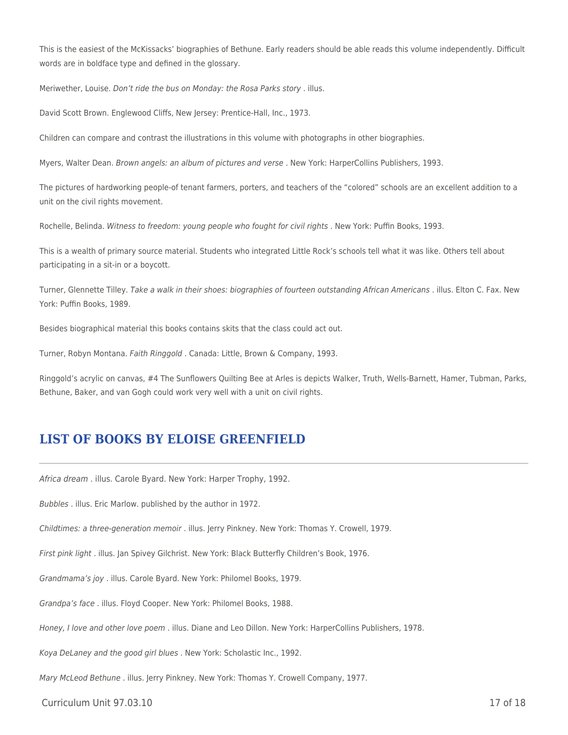This is the easiest of the McKissacks' biographies of Bethune. Early readers should be able reads this volume independently. Difficult words are in boldface type and defined in the glossary.

Meriwether, Louise. *Don't ride the bus on Monday: the Rosa Parks story* . illus.

David Scott Brown. Englewood Cliffs, New Jersey: Prentice-Hall, Inc., 1973.

Children can compare and contrast the illustrations in this volume with photographs in other biographies.

Myers, Walter Dean. *Brown angels: an album of pictures and verse* . New York: HarperCollins Publishers, 1993.

The pictures of hardworking people-of tenant farmers, porters, and teachers of the "colored" schools are an excellent addition to a unit on the civil rights movement.

Rochelle, Belinda. *Witness to freedom: young people who fought for civil rights* . New York: Puffin Books, 1993.

This is a wealth of primary source material. Students who integrated Little Rock's schools tell what it was like. Others tell about participating in a sit-in or a boycott.

Turner, Glennette Tilley. *Take a walk in their shoes: biographies of fourteen outstanding African Americans* . illus. Elton C. Fax. New York: Puffin Books, 1989.

Besides biographical material this books contains skits that the class could act out.

Turner, Robyn Montana. *Faith Ringgold* . Canada: Little, Brown & Company, 1993.

Ringgold's acrylic on canvas, #4 The Sunflowers Quilting Bee at Arles is depicts Walker, Truth, Wells-Barnett, Hamer, Tubman, Parks, Bethune, Baker, and van Gogh could work very well with a unit on civil rights.

## LIST OF BOOKS BY ELOISE GREENFIELD

*Africa dream* . illus. Carole Byard. New York: Harper Trophy, 1992.

*Bubbles* . illus. Eric Marlow. published by the author in 1972.

*Childtimes: a three-generation memoir* . illus. Jerry Pinkney. New York: Thomas Y. Crowell, 1979.

*First pink light* . illus. Jan Spivey Gilchrist. New York: Black Butterfly Children's Book, 1976.

*Grandmama's joy* . illus. Carole Byard. New York: Philomel Books, 1979.

*Grandpa's face* . illus. Floyd Cooper. New York: Philomel Books, 1988.

*Honey, I love and other love poem* . illus. Diane and Leo Dillon. New York: HarperCollins Publishers, 1978.

*Koya DeLaney and the good girl blues* . New York: Scholastic Inc., 1992.

*Mary McLeod Bethune* . illus. Jerry Pinkney. New York: Thomas Y. Crowell Company, 1977.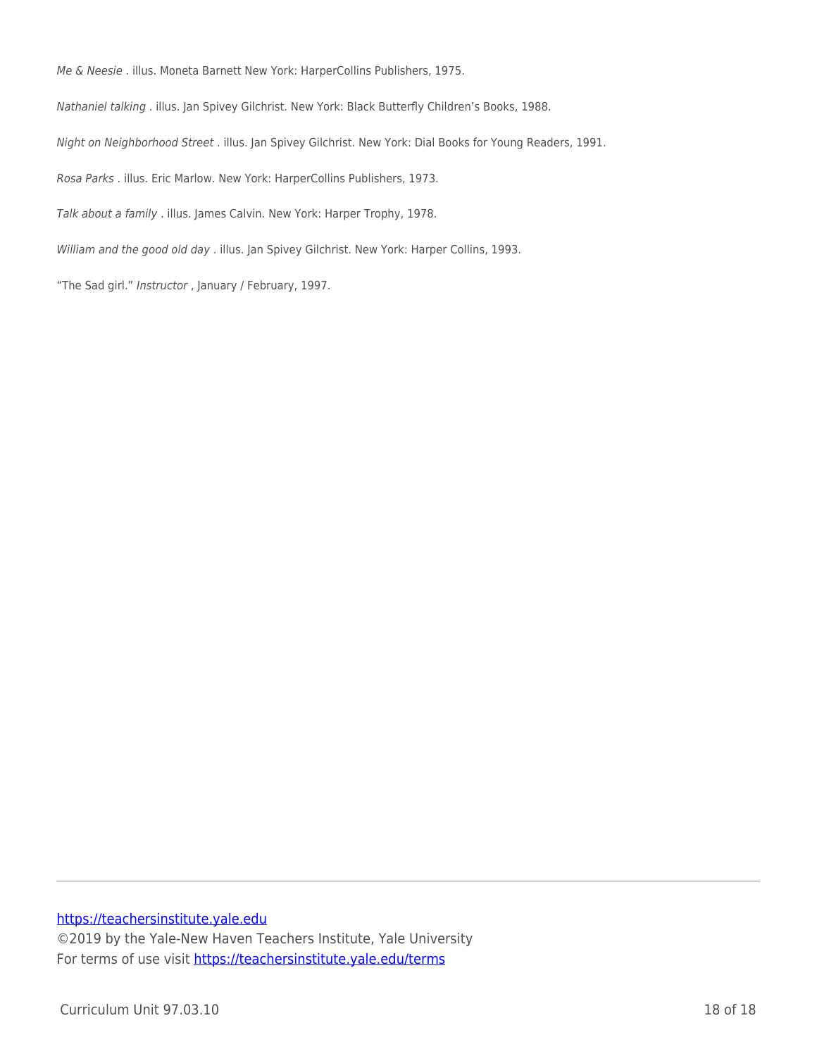*Me & Neesie* . illus. Moneta Barnett New York: HarperCollins Publishers, 1975.

*Nathaniel talking* . illus. Jan Spivey Gilchrist. New York: Black Butterfly Children's Books, 1988.

*Night on Neighborhood Street* . illus. Jan Spivey Gilchrist. New York: Dial Books for Young Readers, 1991.

*Rosa Parks* . illus. Eric Marlow. New York: HarperCollins Publishers, 1973.

*Talk about a family* . illus. James Calvin. New York: Harper Trophy, 1978.

*William and the good old day* . illus. Jan Spivey Gilchrist. New York: Harper Collins, 1993.

"The Sad girl." *Instructor* , January / February, 1997.

https://teachersinstitute.yale.edu
©2019 by the Yale-New Haven Teachers Institute, Yale University
For terms of use visit https://teachersinstitute.yale.edu/terms